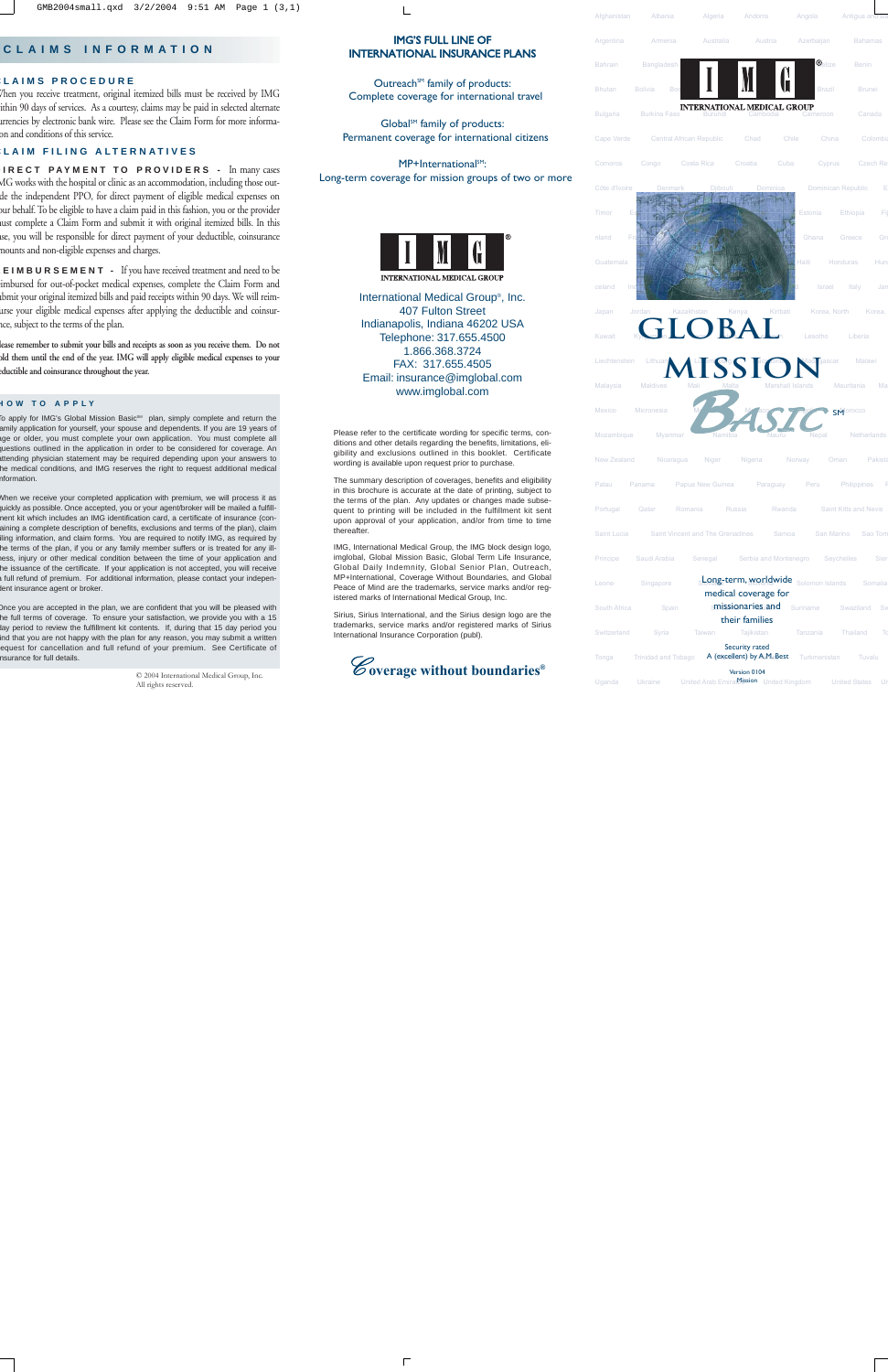# CLAIMS INFORMATION

## CLAIMS PROCEDURE

When you receive treatment, original itemized bills must be received by IMG within 90 days of services. As a courtesy, claims may be paid in selected alternate currencies by electronic bank wire. Please see the Claim Form for more information and conditions of this service.

## CLAIM FILING ALTERNATIVES

**DIRECT PAYMENT TO PROVIDERS -** In many cases IMG works with the hospital or clinic as an accommodation, including those outside the independent PPO, for direct payment of eligible medical expenses on your behalf. To be eligible to have a claim paid in this fashion, you or the provider must complete a Claim Form and submit it with original itemized bills. In this case, you will be responsible for direct payment of your deductible, coinsurance amounts and non-eligible expenses and charges.

**REIMBURSEMENT -** If you have received treatment and need to be reimbursed for out-of-pocket medical expenses, complete the Claim Form and submit your original itemized bills and paid receipts within 90 days. We will reimburse your eligible medical expenses after applying the deductible and coinsurance, subject to the terms of the plan.

**Please remember to submit your bills and receipts as soon as you receive them. Do not hold them until the end of the year. IMG will apply eligible medical expenses to your deductible and coinsurance throughout the year.**

## HOW TO APPLY

To apply for IMG's Global Mission Basic℠ plan, simply complete and return the family application for yourself, your spouse and dependents. If you are 19 years of age or older, you must complete your own application. You must complete all questions outlined in the application in order to be considered for coverage. An attending physician statement may be required depending upon your answers to the medical conditions, and IMG reserves the right to request additional medical information.

When we receive your completed application with premium, we will process it as quickly as possible. Once accepted, you or your agent/broker will be mailed a fulfillment kit which includes an IMG identification card, a certificate of insurance (containing a complete description of benefits, exclusions and terms of the plan), claim filing information, and claim forms. You are required to notify IMG, as required by the terms of the plan, if you or any family member suffers or is treated for any illness, injury or other medical condition between the time of your application and the issuance of the certificate. If your application is not accepted, you will receive a full refund of premium. For additional information, please contact your independent insurance agent or broker.

Once you are accepted in the plan, we are confident that you will be pleased with the full terms of coverage. To ensure your satisfaction, we provide you with a 15 day period to review the fulfillment kit contents. If, during that 15 day period you find that you are not happy with the plan for any reason, you may submit a written request for cancellation and full refund of your premium. See Certificate of Insurance for full details.

© 2004 International Medical Group, Inc.
All rights reserved.

## IMG'S FULL LINE OF INTERNATIONAL INSURANCE PLANS

Outreach℠ family of products:
Complete coverage for international travel

Global℠ family of products:
Permanent coverage for international citizens

MP+International℠:
Long-term coverage for mission groups of two or more

IMG®
INTERNATIONAL MEDICAL GROUP

International Medical Group®, Inc.
407 Fulton Street
Indianapolis, Indiana 46202 USA
Telephone: 317.655.4500
1.866.368.3724
FAX: 317.655.4505
Email: insurance@imglobal.com
www.imglobal.com

Please refer to the certificate wording for specific terms, conditions and other details regarding the benefits, limitations, eligibility and exclusions outlined in this booklet. Certificate wording is available upon request prior to purchase.

The summary description of coverages, benefits and eligibility in this brochure is accurate at the date of printing, subject to the terms of the plan. Any updates or changes made subsequent to printing will be included in the fulfillment kit sent upon approval of your application, and/or from time to time thereafter.

IMG, International Medical Group, the IMG block design logo, imglobal, Global Mission Basic, Global Term Life Insurance, Global Daily Indemnity, Global Senior Plan, Outreach, MP+International, Coverage Without Boundaries, and Global Peace of Mind are the trademarks, service marks and/or registered marks of International Medical Group, Inc.

Sirius, Sirius International, and the Sirius design logo are the trademarks, service marks and/or registered marks of Sirius International Insurance Corporation (publ).

*Coverage without boundaries®*

IMG®
INTERNATIONAL MEDICAL GROUP

# GLOBAL MISSION BASIC℠

Long-term, worldwide medical coverage for missionaries and their families

Security rated
A (excellent) by A.M. Best

Version 0104
Mission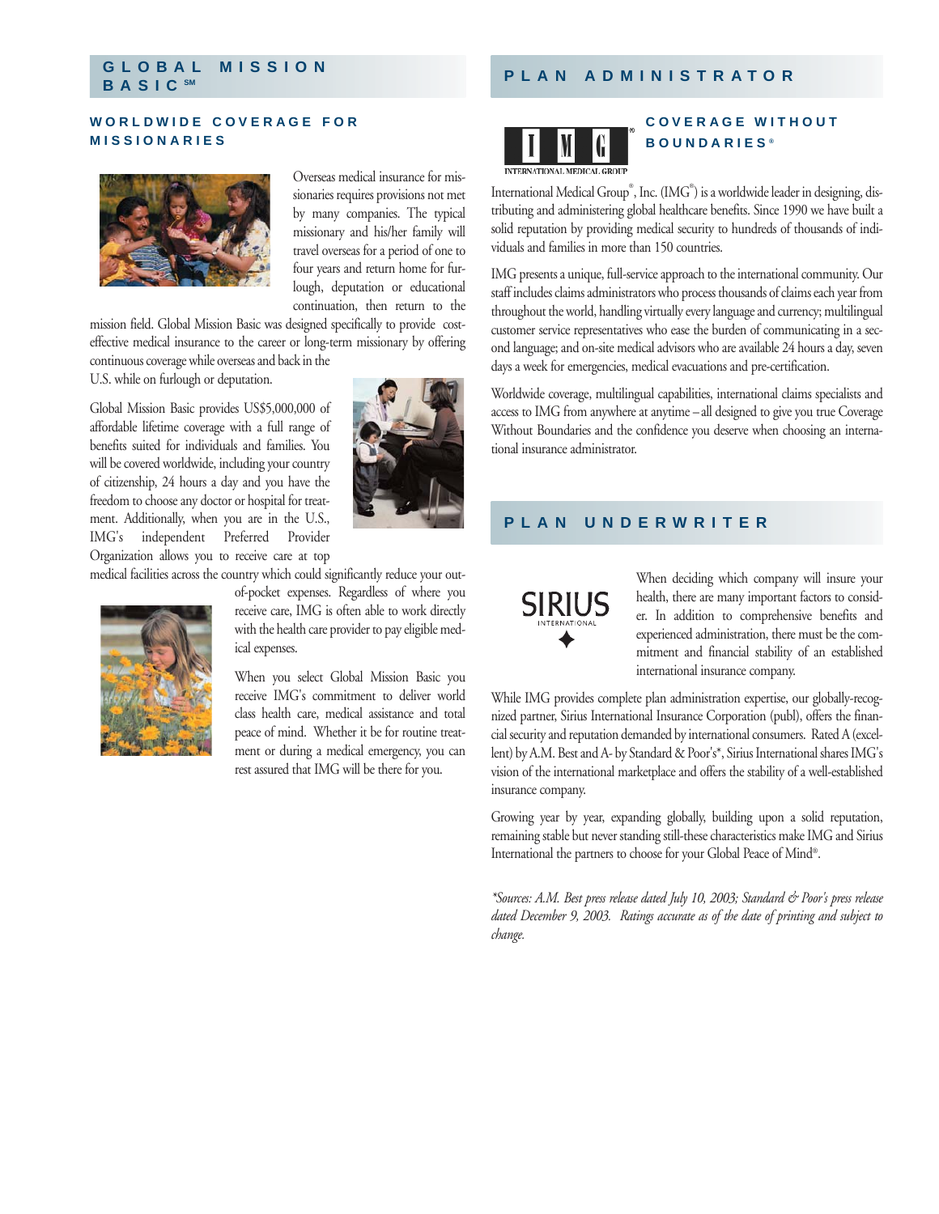## GLOBAL MISSION BASIC℠

### WORLDWIDE COVERAGE FOR MISSIONARIES

Overseas medical insurance for missionaries requires provisions not met by many companies. The typical missionary and his/her family will travel overseas for a period of one to four years and return home for furlough, deputation or educational continuation, then return to the mission field. Global Mission Basic was designed specifically to provide cost-effective medical insurance to the career or long-term missionary by offering continuous coverage while overseas and back in the U.S. while on furlough or deputation.

Global Mission Basic provides US$5,000,000 of affordable lifetime coverage with a full range of benefits suited for individuals and families. You will be covered worldwide, including your country of citizenship, 24 hours a day and you have the freedom to choose any doctor or hospital for treatment. Additionally, when you are in the U.S., IMG's independent Preferred Provider Organization allows you to receive care at top medical facilities across the country which could significantly reduce your out-of-pocket expenses. Regardless of where you receive care, IMG is often able to work directly with the health care provider to pay eligible medical expenses.

When you select Global Mission Basic you receive IMG's commitment to deliver world class health care, medical assistance and total peace of mind. Whether it be for routine treatment or during a medical emergency, you can rest assured that IMG will be there for you.

## PLAN ADMINISTRATOR

### COVERAGE WITHOUT BOUNDARIES®

International Medical Group®, Inc. (IMG®) is a worldwide leader in designing, distributing and administering global healthcare benefits. Since 1990 we have built a solid reputation by providing medical security to hundreds of thousands of individuals and families in more than 150 countries.

IMG presents a unique, full-service approach to the international community. Our staff includes claims administrators who process thousands of claims each year from throughout the world, handling virtually every language and currency; multilingual customer service representatives who ease the burden of communicating in a second language; and on-site medical advisors who are available 24 hours a day, seven days a week for emergencies, medical evacuations and pre-certification.

Worldwide coverage, multilingual capabilities, international claims specialists and access to IMG from anywhere at anytime – all designed to give you true Coverage Without Boundaries and the confidence you deserve when choosing an international insurance administrator.

## PLAN UNDERWRITER

When deciding which company will insure your health, there are many important factors to consider. In addition to comprehensive benefits and experienced administration, there must be the commitment and financial stability of an established international insurance company.

While IMG provides complete plan administration expertise, our globally-recognized partner, Sirius International Insurance Corporation (publ), offers the financial security and reputation demanded by international consumers. Rated A (excellent) by A.M. Best and A- by Standard & Poor's*, Sirius International shares IMG's vision of the international marketplace and offers the stability of a well-established insurance company.

Growing year by year, expanding globally, building upon a solid reputation, remaining stable but never standing still-these characteristics make IMG and Sirius International the partners to choose for your Global Peace of Mind®.

*\*Sources: A.M. Best press release dated July 10, 2003; Standard & Poor's press release dated December 9, 2003. Ratings accurate as of the date of printing and subject to change.*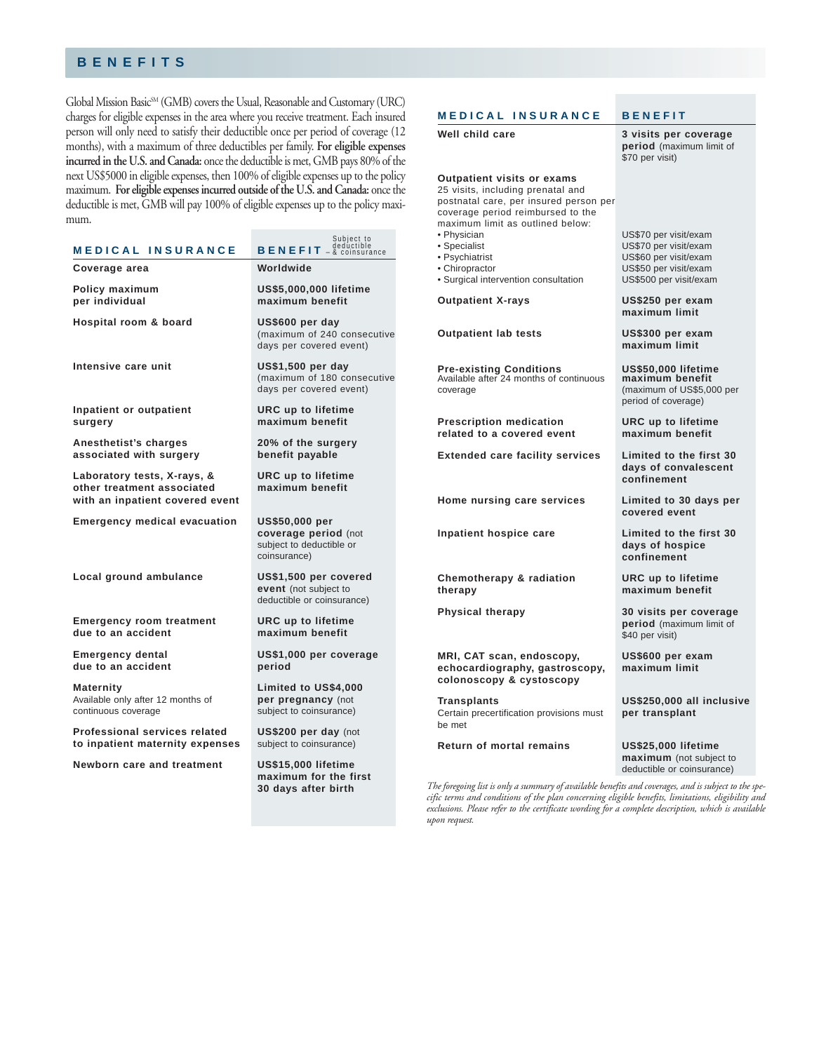## BENEFITS

Global Mission Basic℠ (GMB) covers the Usual, Reasonable and Customary (URC) charges for eligible expenses in the area where you receive treatment. Each insured person will only need to satisfy their deductible once per period of coverage (12 months), with a maximum of three deductibles per family. **For eligible expenses incurred in the U.S. and Canada:** once the deductible is met, GMB pays 80% of the next US$5000 in eligible expenses, then 100% of eligible expenses up to the policy maximum. **For eligible expenses incurred outside of the U.S. and Canada:** once the deductible is met, GMB will pay 100% of eligible expenses up to the policy maximum.

| MEDICAL INSURANCE | BENEFIT – Subject to deductible & coinsurance |
|---|---|
| **Coverage area** | **Worldwide** |
| **Policy maximum per individual** | **US$5,000,000 lifetime maximum benefit** |
| **Hospital room & board** | **US$600 per day** (maximum of 240 consecutive days per covered event) |
| **Intensive care unit** | **US$1,500 per day** (maximum of 180 consecutive days per covered event) |
| **Inpatient or outpatient surgery** | **URC up to lifetime maximum benefit** |
| **Anesthetist's charges associated with surgery** | **20% of the surgery benefit payable** |
| **Laboratory tests, X-rays, & other treatment associated with an inpatient covered event** | **URC up to lifetime maximum benefit** |
| **Emergency medical evacuation** | **US$50,000 per coverage period** (not subject to deductible or coinsurance) |
| **Local ground ambulance** | **US$1,500 per covered event** (not subject to deductible or coinsurance) |
| **Emergency room treatment due to an accident** | **URC up to lifetime maximum benefit** |
| **Emergency dental due to an accident** | **US$1,000 per coverage period** |
| **Maternity** Available only after 12 months of continuous coverage | **Limited to US$4,000 per pregnancy** (not subject to coinsurance) |
| **Professional services related to inpatient maternity expenses** | **US$200 per day** (not subject to coinsurance) |
| **Newborn care and treatment** | **US$15,000 lifetime maximum for the first 30 days after birth** |

| MEDICAL INSURANCE | BENEFIT |
|---|---|
| **Well child care** | **3 visits per coverage period** (maximum limit of $70 per visit) |
| **Outpatient visits or exams** 25 visits, including prenatal and postnatal care, per insured person per coverage period reimbursed to the maximum limit as outlined below: | |
| • Physician | US$70 per visit/exam |
| • Specialist | US$70 per visit/exam |
| • Psychiatrist | US$60 per visit/exam |
| • Chiropractor | US$50 per visit/exam |
| • Surgical intervention consultation | US$500 per visit/exam |
| **Outpatient X-rays** | **US$250 per exam maximum limit** |
| **Outpatient lab tests** | **US$300 per exam maximum limit** |
| **Pre-existing Conditions** Available after 24 months of continuous coverage | **US$50,000 lifetime maximum benefit** (maximum of US$5,000 per period of coverage) |
| **Prescription medication related to a covered event** | **URC up to lifetime maximum benefit** |
| **Extended care facility services** | **Limited to the first 30 days of convalescent confinement** |
| **Home nursing care services** | **Limited to 30 days per covered event** |
| **Inpatient hospice care** | **Limited to the first 30 days of hospice confinement** |
| **Chemotherapy & radiation therapy** | **URC up to lifetime maximum benefit** |
| **Physical therapy** | **30 visits per coverage period** (maximum limit of $40 per visit) |
| **MRI, CAT scan, endoscopy, echocardiography, gastroscopy, colonoscopy & cystoscopy** | **US$600 per exam maximum limit** |
| **Transplants** Certain precertification provisions must be met | **US$250,000 all inclusive per transplant** |
| **Return of mortal remains** | **US$25,000 lifetime maximum** (not subject to deductible or coinsurance) |

*The foregoing list is only a summary of available benefits and coverages, and is subject to the specific terms and conditions of the plan concerning eligible benefits, limitations, eligibility and exclusions. Please refer to the certificate wording for a complete description, which is available upon request.*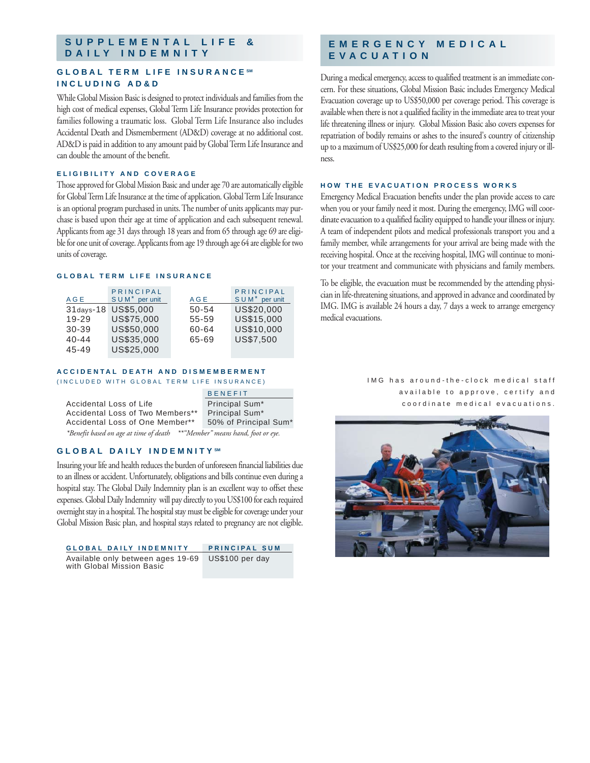## SUPPLEMENTAL LIFE & DAILY INDEMNITY

### GLOBAL TERM LIFE INSURANCE℠ INCLUDING AD&D

While Global Mission Basic is designed to protect individuals and families from the high cost of medical expenses, Global Term Life Insurance provides protection for families following a traumatic loss. Global Term Life Insurance also includes Accidental Death and Dismemberment (AD&D) coverage at no additional cost. AD&D is paid in addition to any amount paid by Global Term Life Insurance and can double the amount of the benefit.

#### ELIGIBILITY AND COVERAGE

Those approved for Global Mission Basic and under age 70 are automatically eligible for Global Term Life Insurance at the time of application. Global Term Life Insurance is an optional program purchased in units. The number of units applicants may purchase is based upon their age at time of application and each subsequent renewal. Applicants from age 31 days through 18 years and from 65 through age 69 are eligible for one unit of coverage. Applicants from age 19 through age 64 are eligible for two units of coverage.

#### GLOBAL TERM LIFE INSURANCE

| AGE | PRINCIPAL SUM* per unit | AGE | PRINCIPAL SUM* per unit |
|---|---|---|---|
| 31days-18 | US$5,000 | 50-54 | US$20,000 |
| 19-29 | US$75,000 | 55-59 | US$15,000 |
| 30-39 | US$50,000 | 60-64 | US$10,000 |
| 40-44 | US$35,000 | 65-69 | US$7,500 |
| 45-49 | US$25,000 | | |

#### ACCIDENTAL DEATH AND DISMEMBERMENT
(INCLUDED WITH GLOBAL TERM LIFE INSURANCE)

| | BENEFIT |
|---|---|
| Accidental Loss of Life | Principal Sum* |
| Accidental Loss of Two Members** | Principal Sum* |
| Accidental Loss of One Member** | 50% of Principal Sum* |

*\*Benefit based on age at time of death \*\*"Member" means hand, foot or eye.*

### GLOBAL DAILY INDEMNITY℠

Insuring your life and health reduces the burden of unforeseen financial liabilities due to an illness or accident. Unfortunately, obligations and bills continue even during a hospital stay. The Global Daily Indemnity plan is an excellent way to offset these expenses. Global Daily Indemnity will pay directly to you US$100 for each required overnight stay in a hospital. The hospital stay must be eligible for coverage under your Global Mission Basic plan, and hospital stays related to pregnancy are not eligible.

| GLOBAL DAILY INDEMNITY | PRINCIPAL SUM |
|---|---|
| Available only between ages 19-69 with Global Mission Basic | US$100 per day |

## EMERGENCY MEDICAL EVACUATION

During a medical emergency, access to qualified treatment is an immediate concern. For these situations, Global Mission Basic includes Emergency Medical Evacuation coverage up to US$50,000 per coverage period. This coverage is available when there is not a qualified facility in the immediate area to treat your life threatening illness or injury. Global Mission Basic also covers expenses for repatriation of bodily remains or ashes to the insured's country of citizenship up to a maximum of US$25,000 for death resulting from a covered injury or illness.

#### HOW THE EVACUATION PROCESS WORKS

Emergency Medical Evacuation benefits under the plan provide access to care when you or your family need it most. During the emergency, IMG will coordinate evacuation to a qualified facility equipped to handle your illness or injury. A team of independent pilots and medical professionals transport you and a family member, while arrangements for your arrival are being made with the receiving hospital. Once at the receiving hospital, IMG will continue to monitor your treatment and communicate with physicians and family members.

To be eligible, the evacuation must be recommended by the attending physician in life-threatening situations, and approved in advance and coordinated by IMG. IMG is available 24 hours a day, 7 days a week to arrange emergency medical evacuations.

IMG has around-the-clock medical staff available to approve, certify and coordinate medical evacuations.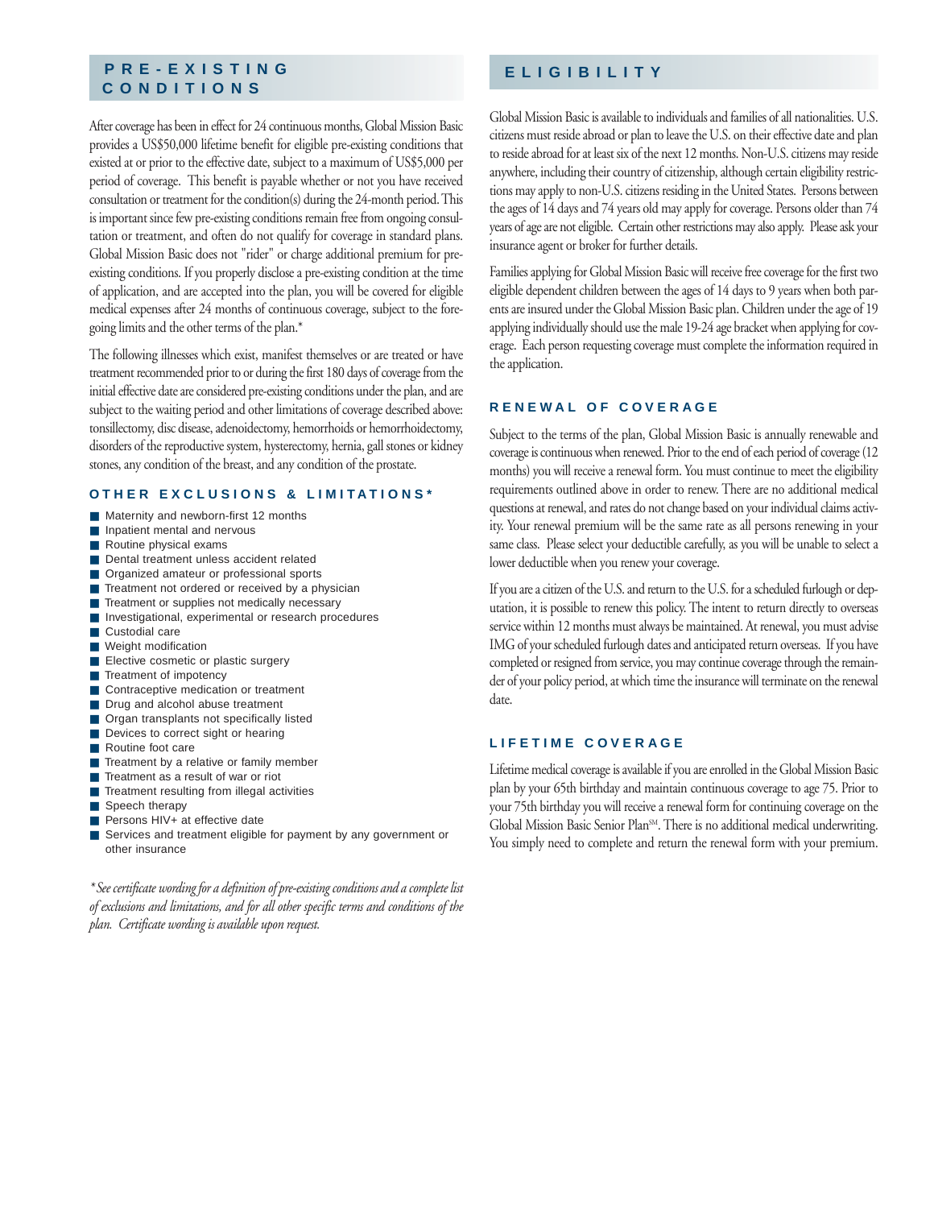## PRE-EXISTING CONDITIONS

After coverage has been in effect for 24 continuous months, Global Mission Basic provides a US$50,000 lifetime benefit for eligible pre-existing conditions that existed at or prior to the effective date, subject to a maximum of US$5,000 per period of coverage. This benefit is payable whether or not you have received consultation or treatment for the condition(s) during the 24-month period. This is important since few pre-existing conditions remain free from ongoing consultation or treatment, and often do not qualify for coverage in standard plans. Global Mission Basic does not "rider" or charge additional premium for pre-existing conditions. If you properly disclose a pre-existing condition at the time of application, and are accepted into the plan, you will be covered for eligible medical expenses after 24 months of continuous coverage, subject to the foregoing limits and the other terms of the plan.*

The following illnesses which exist, manifest themselves or are treated or have treatment recommended prior to or during the first 180 days of coverage from the initial effective date are considered pre-existing conditions under the plan, and are subject to the waiting period and other limitations of coverage described above: tonsillectomy, disc disease, adenoidectomy, hemorrhoids or hemorrhoidectomy, disorders of the reproductive system, hysterectomy, hernia, gall stones or kidney stones, any condition of the breast, and any condition of the prostate.

### OTHER EXCLUSIONS & LIMITATIONS*

- Maternity and newborn-first 12 months
- Inpatient mental and nervous
- Routine physical exams
- Dental treatment unless accident related
- Organized amateur or professional sports
- Treatment not ordered or received by a physician
- Treatment or supplies not medically necessary
- Investigational, experimental or research procedures
- Custodial care
- Weight modification
- Elective cosmetic or plastic surgery
- Treatment of impotency
- Contraceptive medication or treatment
- Drug and alcohol abuse treatment
- Organ transplants not specifically listed
- Devices to correct sight or hearing
- Routine foot care
- Treatment by a relative or family member
- Treatment as a result of war or riot
- Treatment resulting from illegal activities
- Speech therapy
- Persons HIV+ at effective date
- Services and treatment eligible for payment by any government or other insurance

*\*See certificate wording for a definition of pre-existing conditions and a complete list of exclusions and limitations, and for all other specific terms and conditions of the plan. Certificate wording is available upon request.*

## ELIGIBILITY

Global Mission Basic is available to individuals and families of all nationalities. U.S. citizens must reside abroad or plan to leave the U.S. on their effective date and plan to reside abroad for at least six of the next 12 months. Non-U.S. citizens may reside anywhere, including their country of citizenship, although certain eligibility restrictions may apply to non-U.S. citizens residing in the United States. Persons between the ages of 14 days and 74 years old may apply for coverage. Persons older than 74 years of age are not eligible. Certain other restrictions may also apply. Please ask your insurance agent or broker for further details.

Families applying for Global Mission Basic will receive free coverage for the first two eligible dependent children between the ages of 14 days to 9 years when both parents are insured under the Global Mission Basic plan. Children under the age of 19 applying individually should use the male 19-24 age bracket when applying for coverage. Each person requesting coverage must complete the information required in the application.

### RENEWAL OF COVERAGE

Subject to the terms of the plan, Global Mission Basic is annually renewable and coverage is continuous when renewed. Prior to the end of each period of coverage (12 months) you will receive a renewal form. You must continue to meet the eligibility requirements outlined above in order to renew. There are no additional medical questions at renewal, and rates do not change based on your individual claims activity. Your renewal premium will be the same rate as all persons renewing in your same class. Please select your deductible carefully, as you will be unable to select a lower deductible when you renew your coverage.

If you are a citizen of the U.S. and return to the U.S. for a scheduled furlough or deputation, it is possible to renew this policy. The intent to return directly to overseas service within 12 months must always be maintained. At renewal, you must advise IMG of your scheduled furlough dates and anticipated return overseas. If you have completed or resigned from service, you may continue coverage through the remainder of your policy period, at which time the insurance will terminate on the renewal date.

### LIFETIME COVERAGE

Lifetime medical coverage is available if you are enrolled in the Global Mission Basic plan by your 65th birthday and maintain continuous coverage to age 75. Prior to your 75th birthday you will receive a renewal form for continuing coverage on the Global Mission Basic Senior Plan℠. There is no additional medical underwriting. You simply need to complete and return the renewal form with your premium.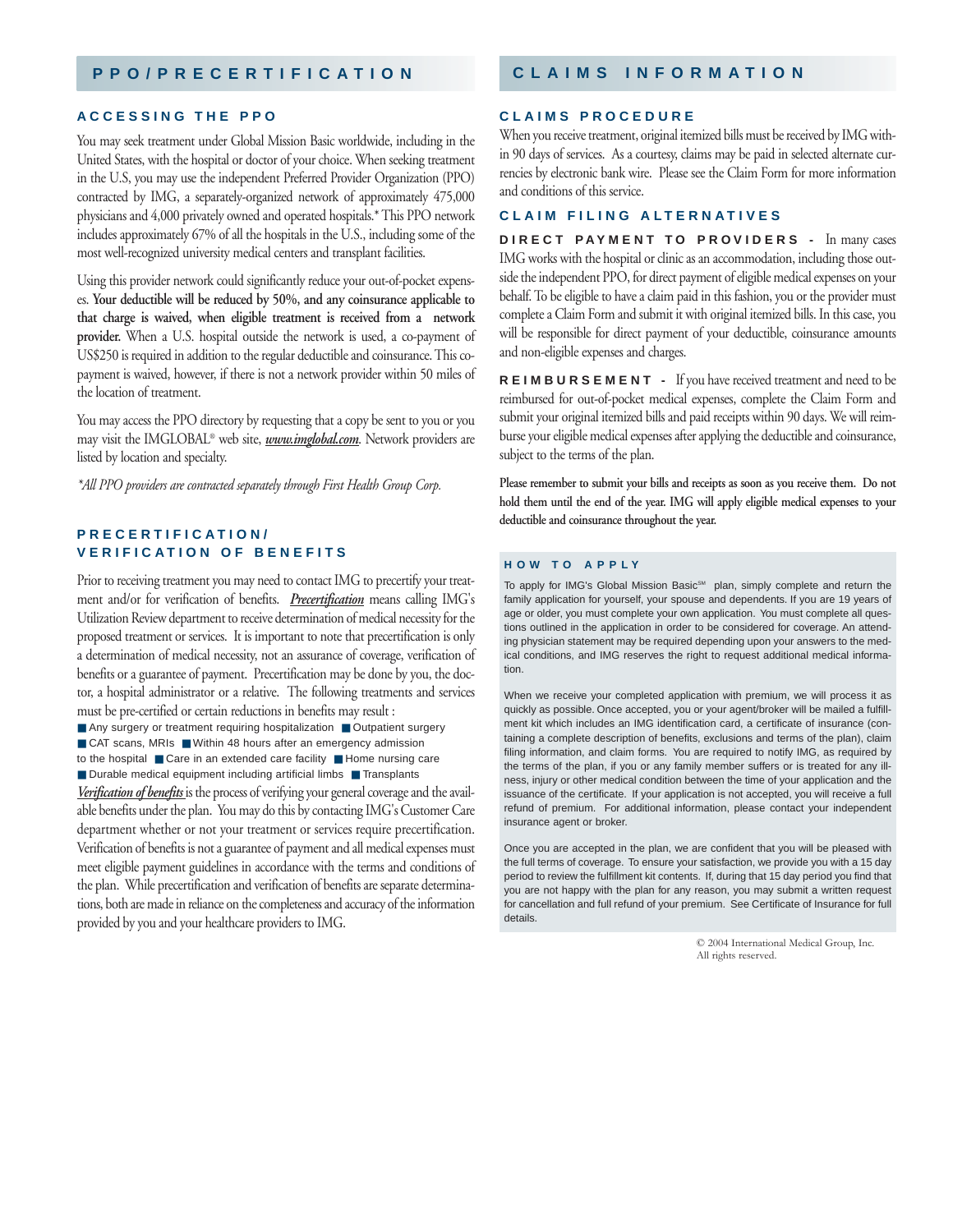## PPO/PRECERTIFICATION

### ACCESSING THE PPO

You may seek treatment under Global Mission Basic worldwide, including in the United States, with the hospital or doctor of your choice. When seeking treatment in the U.S, you may use the independent Preferred Provider Organization (PPO) contracted by IMG, a separately-organized network of approximately 475,000 physicians and 4,000 privately owned and operated hospitals.* This PPO network includes approximately 67% of all the hospitals in the U.S., including some of the most well-recognized university medical centers and transplant facilities.

Using this provider network could significantly reduce your out-of-pocket expenses. **Your deductible will be reduced by 50%, and any coinsurance applicable to that charge is waived, when eligible treatment is received from a network provider.** When a U.S. hospital outside the network is used, a co-payment of US$250 is required in addition to the regular deductible and coinsurance. This co-payment is waived, however, if there is not a network provider within 50 miles of the location of treatment.

You may access the PPO directory by requesting that a copy be sent to you or you may visit the IMGLOBAL® web site, ***www.imglobal.com***. Network providers are listed by location and specialty.

*\*All PPO providers are contracted separately through First Health Group Corp.*

### PRECERTIFICATION/ VERIFICATION OF BENEFITS

Prior to receiving treatment you may need to contact IMG to precertify your treatment and/or for verification of benefits. ***Precertification*** means calling IMG's Utilization Review department to receive determination of medical necessity for the proposed treatment or services. It is important to note that precertification is only a determination of medical necessity, not an assurance of coverage, verification of benefits or a guarantee of payment. Precertification may be done by you, the doctor, a hospital administrator or a relative. The following treatments and services must be pre-certified or certain reductions in benefits may result :

- Any surgery or treatment requiring hospitalization
- Outpatient surgery
- CAT scans, MRIs
- Within 48 hours after an emergency admission to the hospital
- Care in an extended care facility
- Home nursing care
- Durable medical equipment including artificial limbs
- Transplants

***Verification of benefits*** is the process of verifying your general coverage and the available benefits under the plan. You may do this by contacting IMG's Customer Care department whether or not your treatment or services require precertification. Verification of benefits is not a guarantee of payment and all medical expenses must meet eligible payment guidelines in accordance with the terms and conditions of the plan. While precertification and verification of benefits are separate determinations, both are made in reliance on the completeness and accuracy of the information provided by you and your healthcare providers to IMG.

## CLAIMS INFORMATION

### CLAIMS PROCEDURE

When you receive treatment, original itemized bills must be received by IMG within 90 days of services. As a courtesy, claims may be paid in selected alternate currencies by electronic bank wire. Please see the Claim Form for more information and conditions of this service.

### CLAIM FILING ALTERNATIVES

**DIRECT PAYMENT TO PROVIDERS -** In many cases IMG works with the hospital or clinic as an accommodation, including those outside the independent PPO, for direct payment of eligible medical expenses on your behalf. To be eligible to have a claim paid in this fashion, you or the provider must complete a Claim Form and submit it with original itemized bills. In this case, you will be responsible for direct payment of your deductible, coinsurance amounts and non-eligible expenses and charges.

**REIMBURSEMENT -** If you have received treatment and need to be reimbursed for out-of-pocket medical expenses, complete the Claim Form and submit your original itemized bills and paid receipts within 90 days. We will reimburse your eligible medical expenses after applying the deductible and coinsurance, subject to the terms of the plan.

**Please remember to submit your bills and receipts as soon as you receive them. Do not hold them until the end of the year. IMG will apply eligible medical expenses to your deductible and coinsurance throughout the year.**

### HOW TO APPLY

To apply for IMG's Global Mission Basic℠ plan, simply complete and return the family application for yourself, your spouse and dependents. If you are 19 years of age or older, you must complete your own application. You must complete all questions outlined in the application in order to be considered for coverage. An attending physician statement may be required depending upon your answers to the medical conditions, and IMG reserves the right to request additional medical information.

When we receive your completed application with premium, we will process it as quickly as possible. Once accepted, you or your agent/broker will be mailed a fulfillment kit which includes an IMG identification card, a certificate of insurance (containing a complete description of benefits, exclusions and terms of the plan), claim filing information, and claim forms. You are required to notify IMG, as required by the terms of the plan, if you or any family member suffers or is treated for any illness, injury or other medical condition between the time of your application and the issuance of the certificate. If your application is not accepted, you will receive a full refund of premium. For additional information, please contact your independent insurance agent or broker.

Once you are accepted in the plan, we are confident that you will be pleased with the full terms of coverage. To ensure your satisfaction, we provide you with a 15 day period to review the fulfillment kit contents. If, during that 15 day period you find that you are not happy with the plan for any reason, you may submit a written request for cancellation and full refund of your premium. See Certificate of Insurance for full details.

© 2004 International Medical Group, Inc.
All rights reserved.